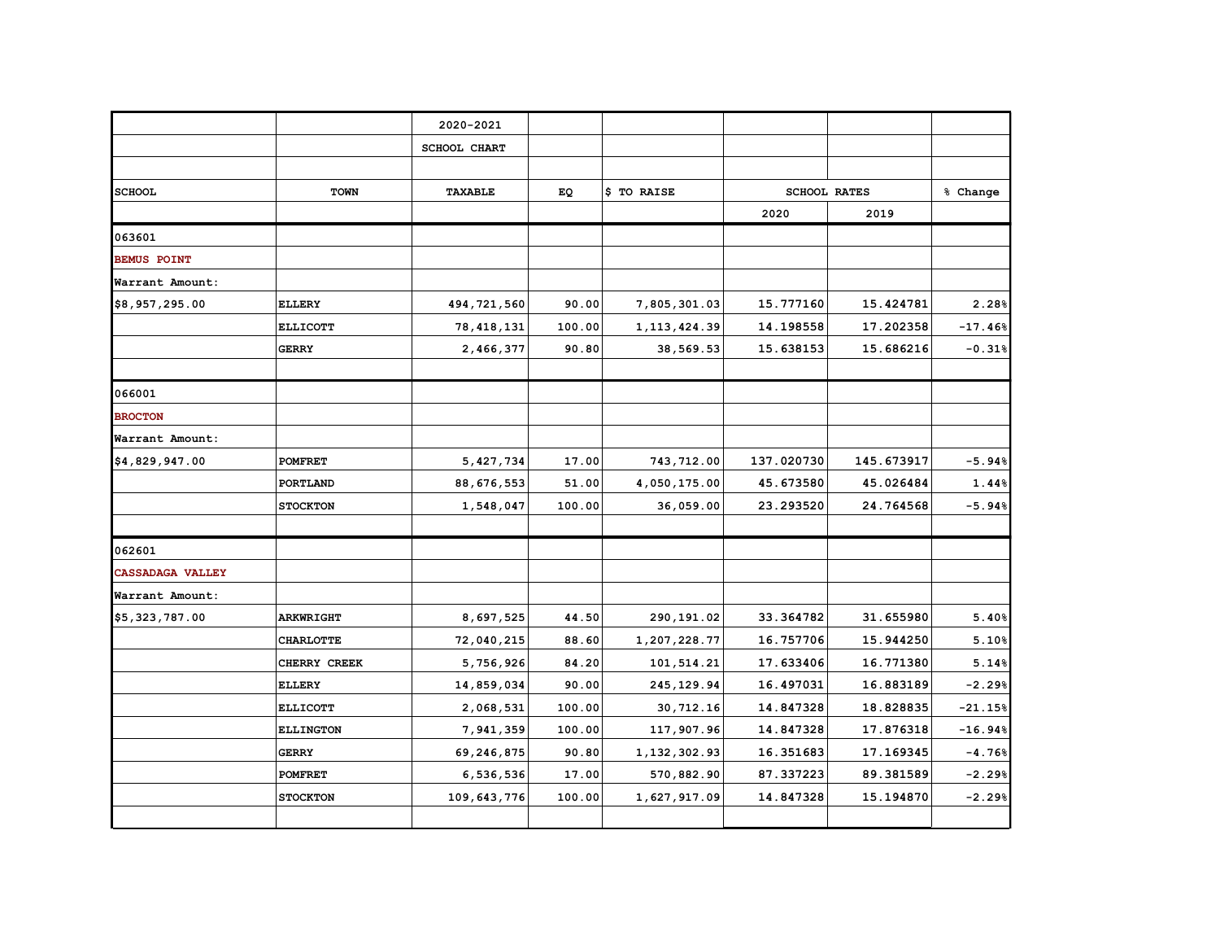| | | 2020-2021 | | | | | |
|---|---|---|---|---|---|---|---|
| | | SCHOOL CHART | | | | | |
| | | | | | | | |
| **SCHOOL** | **TOWN** | **TAXABLE** | **EQ** | **$ TO RAISE** | **SCHOOL RATES** | | **% Change** |
| | | | | | 2020 | 2019 | |
| 063601 | | | | | | | |
| **BEMUS POINT** | | | | | | | |
| **Warrant Amount:** | | | | | | | |
| $8,957,295.00 | **ELLERY** | 494,721,560 | 90.00 | 7,805,301.03 | 15.777160 | 15.424781 | 2.28% |
| | **ELLICOTT** | 78,418,131 | 100.00 | 1,113,424.39 | 14.198558 | 17.202358 | -17.46% |
| | **GERRY** | 2,466,377 | 90.80 | 38,569.53 | 15.638153 | 15.686216 | -0.31% |
| | | | | | | | |
| 066001 | | | | | | | |
| **BROCTON** | | | | | | | |
| **Warrant Amount:** | | | | | | | |
| $4,829,947.00 | **POMFRET** | 5,427,734 | 17.00 | 743,712.00 | 137.020730 | 145.673917 | -5.94% |
| | **PORTLAND** | 88,676,553 | 51.00 | 4,050,175.00 | 45.673580 | 45.026484 | 1.44% |
| | **STOCKTON** | 1,548,047 | 100.00 | 36,059.00 | 23.293520 | 24.764568 | -5.94% |
| | | | | | | | |
| 062601 | | | | | | | |
| **CASSADAGA VALLEY** | | | | | | | |
| **Warrant Amount:** | | | | | | | |
| $5,323,787.00 | **ARKWRIGHT** | 8,697,525 | 44.50 | 290,191.02 | 33.364782 | 31.655980 | 5.40% |
| | **CHARLOTTE** | 72,040,215 | 88.60 | 1,207,228.77 | 16.757706 | 15.944250 | 5.10% |
| | **CHERRY CREEK** | 5,756,926 | 84.20 | 101,514.21 | 17.633406 | 16.771380 | 5.14% |
| | **ELLERY** | 14,859,034 | 90.00 | 245,129.94 | 16.497031 | 16.883189 | -2.29% |
| | **ELLICOTT** | 2,068,531 | 100.00 | 30,712.16 | 14.847328 | 18.828835 | -21.15% |
| | **ELLINGTON** | 7,941,359 | 100.00 | 117,907.96 | 14.847328 | 17.876318 | -16.94% |
| | **GERRY** | 69,246,875 | 90.80 | 1,132,302.93 | 16.351683 | 17.169345 | -4.76% |
| | **POMFRET** | 6,536,536 | 17.00 | 570,882.90 | 87.337223 | 89.381589 | -2.29% |
| | **STOCKTON** | 109,643,776 | 100.00 | 1,627,917.09 | 14.847328 | 15.194870 | -2.29% |
| | | | | | | | |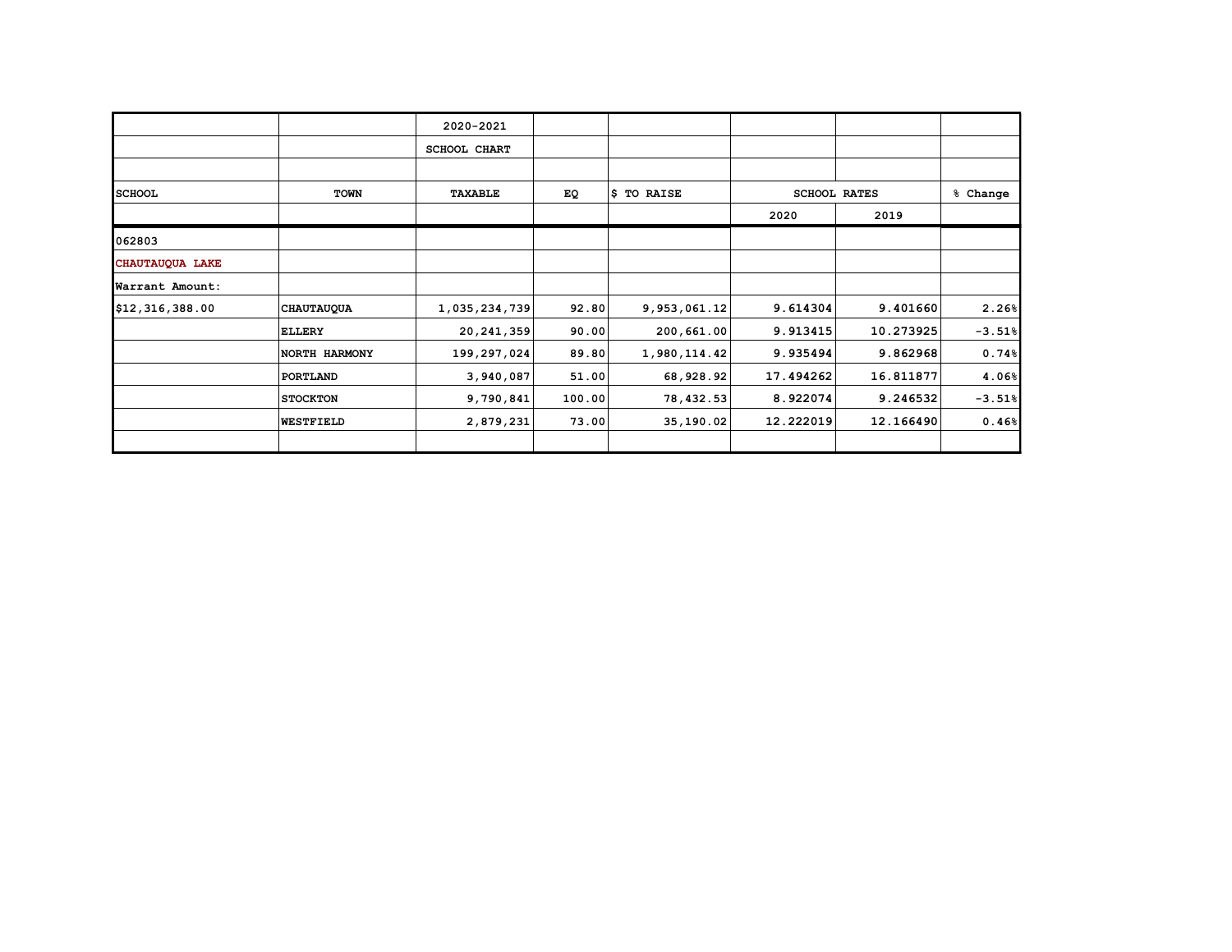| | | 2020-2021 | | | | | |
|---|---|---|---|---|---|---|---|
| | | SCHOOL CHART | | | | | |
| | | | | | | | |
| SCHOOL | TOWN | TAXABLE | EQ | $ TO RAISE | SCHOOL RATES | | % Change |
| | | | | | 2020 | 2019 | |
| 062803 | | | | | | | |
| CHAUTAUQUA LAKE | | | | | | | |
| Warrant Amount: | | | | | | | |
| $12,316,388.00 | CHAUTAUQUA | 1,035,234,739 | 92.80 | 9,953,061.12 | 9.614304 | 9.401660 | 2.26% |
| | ELLERY | 20,241,359 | 90.00 | 200,661.00 | 9.913415 | 10.273925 | -3.51% |
| | NORTH HARMONY | 199,297,024 | 89.80 | 1,980,114.42 | 9.935494 | 9.862968 | 0.74% |
| | PORTLAND | 3,940,087 | 51.00 | 68,928.92 | 17.494262 | 16.811877 | 4.06% |
| | STOCKTON | 9,790,841 | 100.00 | 78,432.53 | 8.922074 | 9.246532 | -3.51% |
| | WESTFIELD | 2,879,231 | 73.00 | 35,190.02 | 12.222019 | 12.166490 | 0.46% |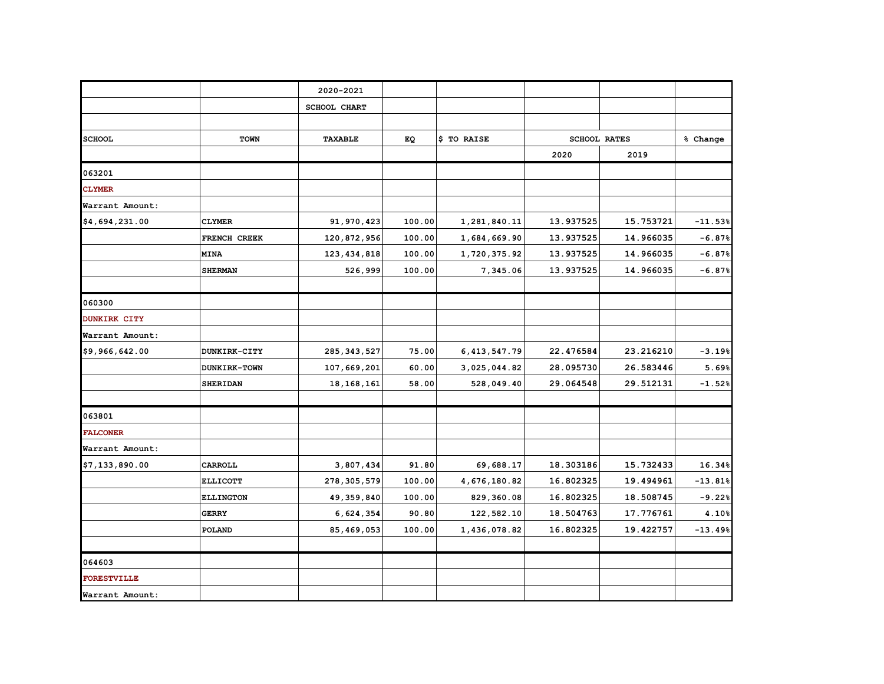| | | 2020-2021 | | | | | |
|---|---|---|---|---|---|---|---|
| | | SCHOOL CHART | | | | | |
| | | | | | | | |
| SCHOOL | TOWN | TAXABLE | EQ | $ TO RAISE | SCHOOL RATES | | % Change |
| | | | | | 2020 | 2019 | |
| 063201 | | | | | | | |
| CLYMER | | | | | | | |
| Warrant Amount: | | | | | | | |
| $4,694,231.00 | CLYMER | 91,970,423 | 100.00 | 1,281,840.11 | 13.937525 | 15.753721 | -11.53% |
| | FRENCH CREEK | 120,872,956 | 100.00 | 1,684,669.90 | 13.937525 | 14.966035 | -6.87% |
| | MINA | 123,434,818 | 100.00 | 1,720,375.92 | 13.937525 | 14.966035 | -6.87% |
| | SHERMAN | 526,999 | 100.00 | 7,345.06 | 13.937525 | 14.966035 | -6.87% |
| | | | | | | | |
| 060300 | | | | | | | |
| DUNKIRK CITY | | | | | | | |
| Warrant Amount: | | | | | | | |
| $9,966,642.00 | DUNKIRK-CITY | 285,343,527 | 75.00 | 6,413,547.79 | 22.476584 | 23.216210 | -3.19% |
| | DUNKIRK-TOWN | 107,669,201 | 60.00 | 3,025,044.82 | 28.095730 | 26.583446 | 5.69% |
| | SHERIDAN | 18,168,161 | 58.00 | 528,049.40 | 29.064548 | 29.512131 | -1.52% |
| | | | | | | | |
| 063801 | | | | | | | |
| FALCONER | | | | | | | |
| Warrant Amount: | | | | | | | |
| $7,133,890.00 | CARROLL | 3,807,434 | 91.80 | 69,688.17 | 18.303186 | 15.732433 | 16.34% |
| | ELLICOTT | 278,305,579 | 100.00 | 4,676,180.82 | 16.802325 | 19.494961 | -13.81% |
| | ELLINGTON | 49,359,840 | 100.00 | 829,360.08 | 16.802325 | 18.508745 | -9.22% |
| | GERRY | 6,624,354 | 90.80 | 122,582.10 | 18.504763 | 17.776761 | 4.10% |
| | POLAND | 85,469,053 | 100.00 | 1,436,078.82 | 16.802325 | 19.422757 | -13.49% |
| | | | | | | | |
| 064603 | | | | | | | |
| FORESTVILLE | | | | | | | |
| Warrant Amount: | | | | | | | |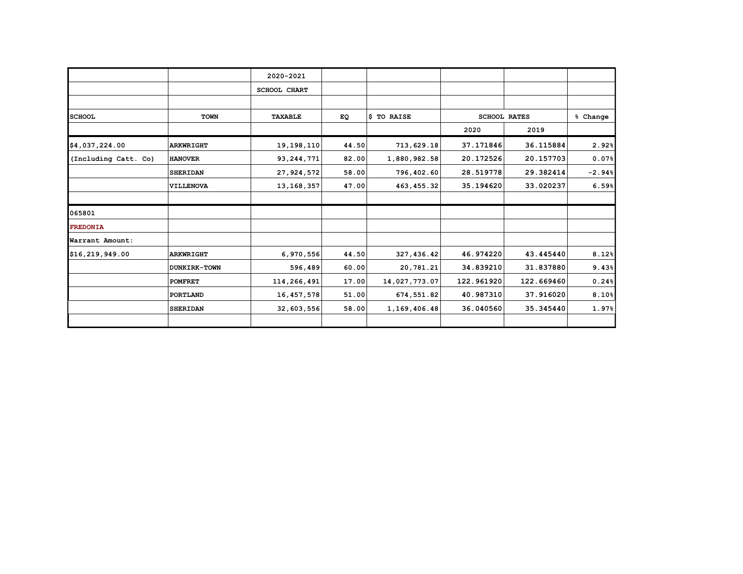| | | 2020-2021 | | | | | |
|---|---|---|---|---|---|---|---|
| | | SCHOOL CHART | | | | | |
| | | | | | | | |
| **SCHOOL** | **TOWN** | **TAXABLE** | **EQ** | **$ TO RAISE** | **SCHOOL RATES** | | **% Change** |
| | | | | | 2020 | 2019 | |
| **$4,037,224.00** | **ARKWRIGHT** | **19,198,110** | **44.50** | **713,629.18** | **37.171846** | **36.115884** | **2.92%** |
| **(Including Catt. Co)** | **HANOVER** | **93,244,771** | **82.00** | **1,880,982.58** | **20.172526** | **20.157703** | **0.07%** |
| | **SHERIDAN** | **27,924,572** | **58.00** | **796,402.60** | **28.519778** | **29.382414** | **-2.94%** |
| | **VILLENOVA** | **13,168,357** | **47.00** | **463,455.32** | **35.194620** | **33.020237** | **6.59%** |
| | | | | | | | |
| **065801** | | | | | | | |
| **FREDONIA** | | | | | | | |
| **Warrant Amount:** | | | | | | | |
| **$16,219,949.00** | **ARKWRIGHT** | **6,970,556** | **44.50** | **327,436.42** | **46.974220** | **43.445440** | **8.12%** |
| | **DUNKIRK-TOWN** | **596,489** | **60.00** | **20,781.21** | **34.839210** | **31.837880** | **9.43%** |
| | **POMFRET** | **114,266,491** | **17.00** | **14,027,773.07** | **122.961920** | **122.669460** | **0.24%** |
| | **PORTLAND** | **16,457,578** | **51.00** | **674,551.82** | **40.987310** | **37.916020** | **8.10%** |
| | **SHERIDAN** | **32,603,556** | **58.00** | **1,169,406.48** | **36.040560** | **35.345440** | **1.97%** |
| | | | | | | | |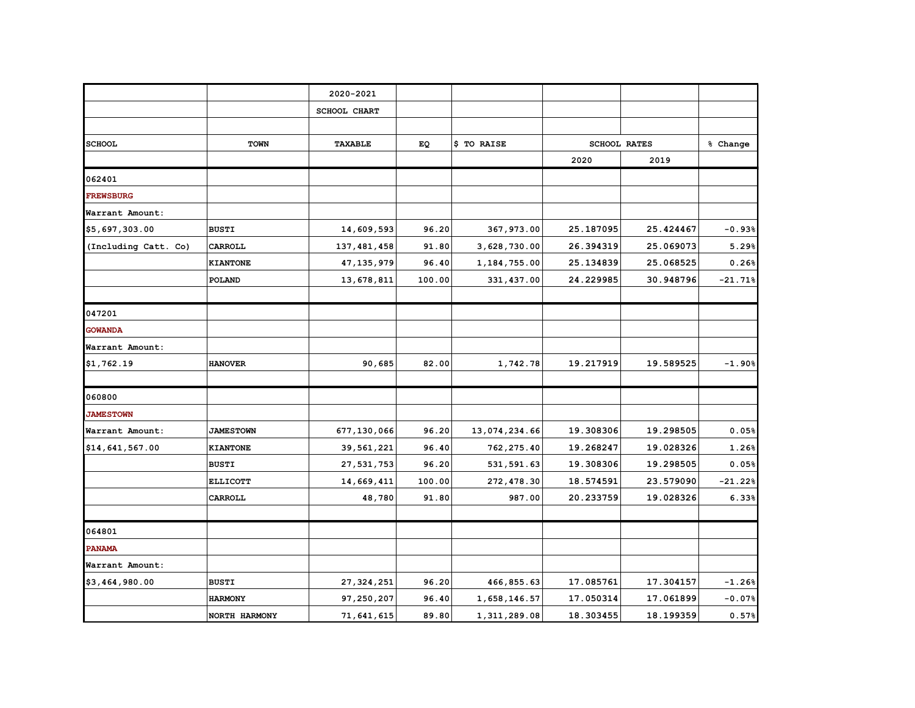| | | 2020-2021 | | | | | |
|---|---|---|---|---|---|---|---|
| | | SCHOOL CHART | | | | | |
| | | | | | | | |
| SCHOOL | TOWN | TAXABLE | EQ | $ TO RAISE | SCHOOL RATES | | % Change |
| | | | | | 2020 | 2019 | |
| 062401 | | | | | | | |
| **FREWSBURG** | | | | | | | |
| Warrant Amount: | | | | | | | |
| $5,697,303.00 | **BUSTI** | 14,609,593 | 96.20 | 367,973.00 | 25.187095 | 25.424467 | -0.93% |
| (Including Catt. Co) | **CARROLL** | 137,481,458 | 91.80 | 3,628,730.00 | 26.394319 | 25.069073 | 5.29% |
| | **KIANTONE** | 47,135,979 | 96.40 | 1,184,755.00 | 25.134839 | 25.068525 | 0.26% |
| | **POLAND** | 13,678,811 | 100.00 | 331,437.00 | 24.229985 | 30.948796 | -21.71% |
| | | | | | | | |
| 047201 | | | | | | | |
| **GOWANDA** | | | | | | | |
| Warrant Amount: | | | | | | | |
| $1,762.19 | **HANOVER** | 90,685 | 82.00 | 1,742.78 | 19.217919 | 19.589525 | -1.90% |
| | | | | | | | |
| 060800 | | | | | | | |
| **JAMESTOWN** | | | | | | | |
| Warrant Amount: | **JAMESTOWN** | 677,130,066 | 96.20 | 13,074,234.66 | 19.308306 | 19.298505 | 0.05% |
| $14,641,567.00 | **KIANTONE** | 39,561,221 | 96.40 | 762,275.40 | 19.268247 | 19.028326 | 1.26% |
| | **BUSTI** | 27,531,753 | 96.20 | 531,591.63 | 19.308306 | 19.298505 | 0.05% |
| | **ELLICOTT** | 14,669,411 | 100.00 | 272,478.30 | 18.574591 | 23.579090 | -21.22% |
| | **CARROLL** | 48,780 | 91.80 | 987.00 | 20.233759 | 19.028326 | 6.33% |
| | | | | | | | |
| 064801 | | | | | | | |
| **PANAMA** | | | | | | | |
| Warrant Amount: | | | | | | | |
| $3,464,980.00 | **BUSTI** | 27,324,251 | 96.20 | 466,855.63 | 17.085761 | 17.304157 | -1.26% |
| | **HARMONY** | 97,250,207 | 96.40 | 1,658,146.57 | 17.050314 | 17.061899 | -0.07% |
| | NORTH HARMONY | 71,641,615 | 89.80 | 1,311,289.08 | 18.303455 | 18.199359 | 0.57% |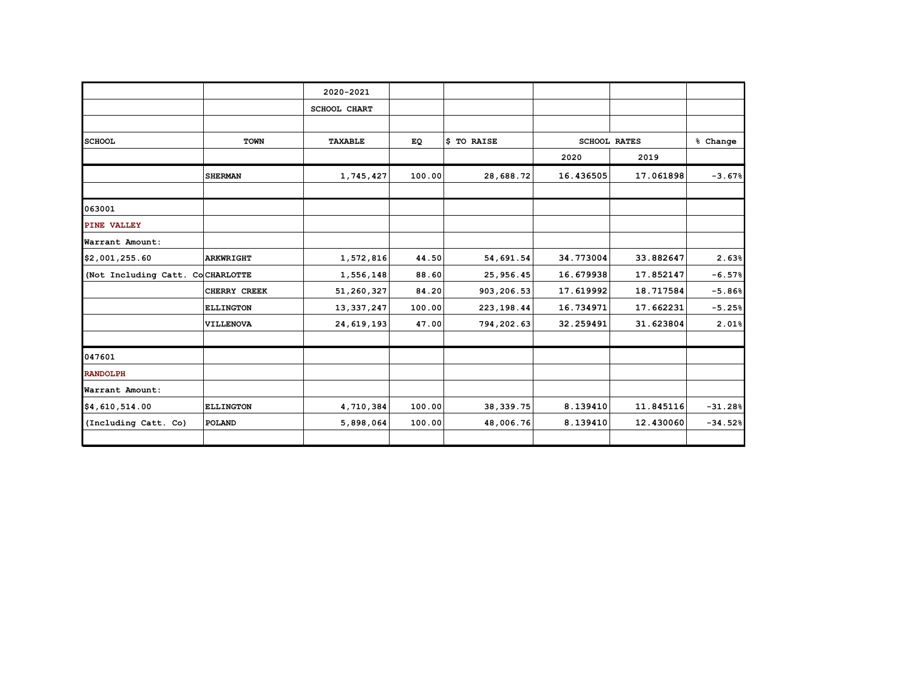| | | 2020-2021 | | | | | |
|---|---|---|---|---|---|---|---|
| | | SCHOOL CHART | | | | | |
| | | | | | | | |
| **SCHOOL** | **TOWN** | **TAXABLE** | **EQ** | **$ TO RAISE** | **SCHOOL RATES** | | **% Change** |
| | | | | | 2020 | 2019 | |
| | **SHERMAN** | **1,745,427** | **100.00** | **28,688.72** | **16.436505** | **17.061898** | **-3.67%** |
| | | | | | | | |
| 063001 | | | | | | | |
| **PINE VALLEY** | | | | | | | |
| Warrant Amount: | | | | | | | |
| $2,001,255.60 | **ARKWRIGHT** | **1,572,816** | **44.50** | **54,691.54** | **34.773004** | **33.882647** | **2.63%** |
| (Not Including Catt. Co | **CHARLOTTE** | **1,556,148** | **88.60** | **25,956.45** | **16.679938** | **17.852147** | **-6.57%** |
| | **CHERRY CREEK** | **51,260,327** | **84.20** | **903,206.53** | **17.619992** | **18.717584** | **-5.86%** |
| | **ELLINGTON** | **13,337,247** | **100.00** | **223,198.44** | **16.734971** | **17.662231** | **-5.25%** |
| | **VILLENOVA** | **24,619,193** | **47.00** | **794,202.63** | **32.259491** | **31.623804** | **2.01%** |
| | | | | | | | |
| 047601 | | | | | | | |
| **RANDOLPH** | | | | | | | |
| Warrant Amount: | | | | | | | |
| $4,610,514.00 | **ELLINGTON** | **4,710,384** | **100.00** | **38,339.75** | **8.139410** | **11.845116** | **-31.28%** |
| (Including Catt. Co) | **POLAND** | **5,898,064** | **100.00** | **48,006.76** | **8.139410** | **12.430060** | **-34.52%** |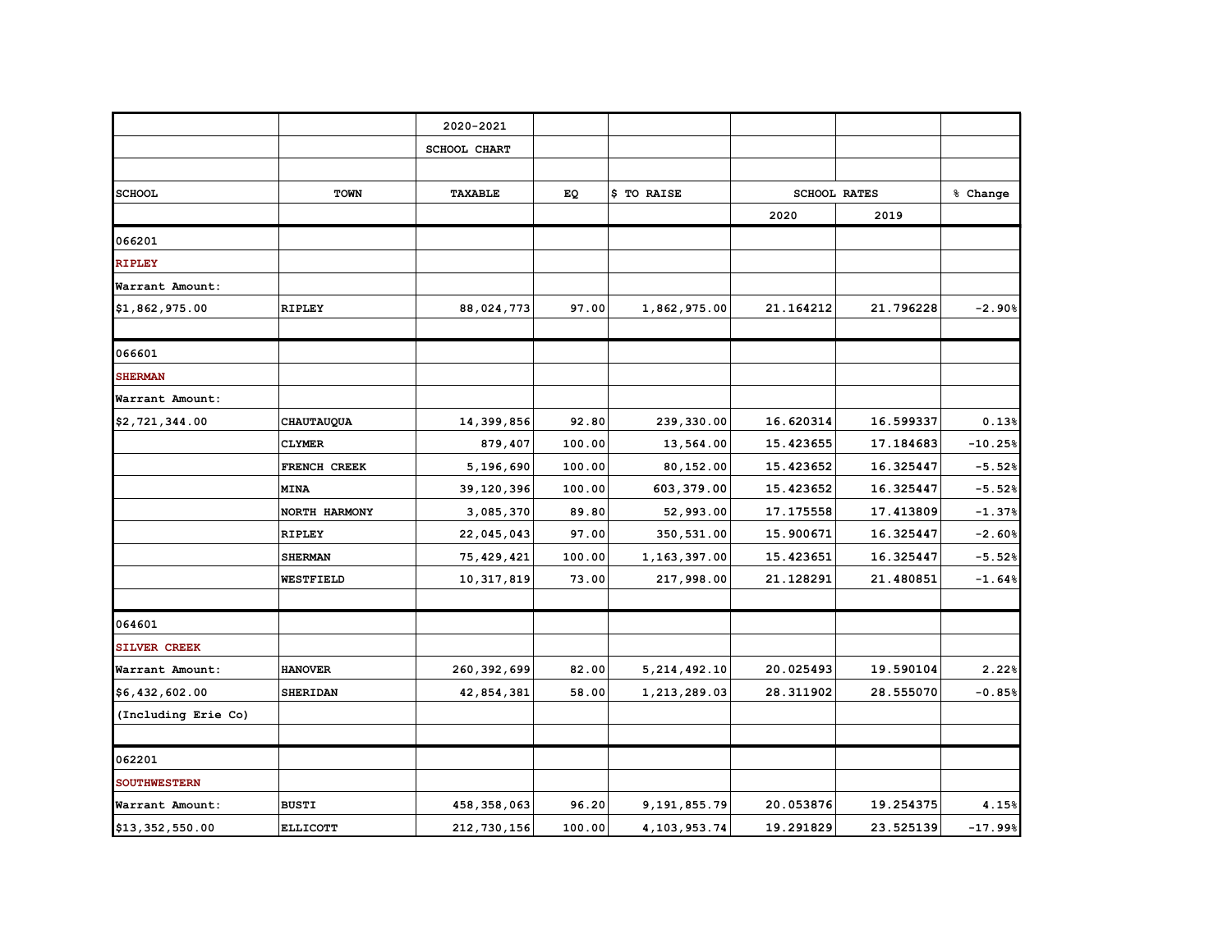| | | 2020-2021 | | | | | |
|---|---|---|---|---|---|---|---|
| | | SCHOOL CHART | | | | | |
| | | | | | | | |
| SCHOOL | TOWN | TAXABLE | EQ | $ TO RAISE | SCHOOL RATES | | % Change |
| | | | | | 2020 | 2019 | |
| 066201 | | | | | | | |
| RIPLEY | | | | | | | |
| Warrant Amount: | | | | | | | |
| $1,862,975.00 | RIPLEY | 88,024,773 | 97.00 | 1,862,975.00 | 21.164212 | 21.796228 | -2.90% |
| | | | | | | | |
| 066601 | | | | | | | |
| SHERMAN | | | | | | | |
| Warrant Amount: | | | | | | | |
| $2,721,344.00 | CHAUTAUQUA | 14,399,856 | 92.80 | 239,330.00 | 16.620314 | 16.599337 | 0.13% |
| | CLYMER | 879,407 | 100.00 | 13,564.00 | 15.423655 | 17.184683 | -10.25% |
| | FRENCH CREEK | 5,196,690 | 100.00 | 80,152.00 | 15.423652 | 16.325447 | -5.52% |
| | MINA | 39,120,396 | 100.00 | 603,379.00 | 15.423652 | 16.325447 | -5.52% |
| | NORTH HARMONY | 3,085,370 | 89.80 | 52,993.00 | 17.175558 | 17.413809 | -1.37% |
| | RIPLEY | 22,045,043 | 97.00 | 350,531.00 | 15.900671 | 16.325447 | -2.60% |
| | SHERMAN | 75,429,421 | 100.00 | 1,163,397.00 | 15.423651 | 16.325447 | -5.52% |
| | WESTFIELD | 10,317,819 | 73.00 | 217,998.00 | 21.128291 | 21.480851 | -1.64% |
| | | | | | | | |
| 064601 | | | | | | | |
| SILVER CREEK | | | | | | | |
| Warrant Amount: | HANOVER | 260,392,699 | 82.00 | 5,214,492.10 | 20.025493 | 19.590104 | 2.22% |
| $6,432,602.00 | SHERIDAN | 42,854,381 | 58.00 | 1,213,289.03 | 28.311902 | 28.555070 | -0.85% |
| (Including Erie Co) | | | | | | | |
| | | | | | | | |
| 062201 | | | | | | | |
| SOUTHWESTERN | | | | | | | |
| Warrant Amount: | BUSTI | 458,358,063 | 96.20 | 9,191,855.79 | 20.053876 | 19.254375 | 4.15% |
| $13,352,550.00 | ELLICOTT | 212,730,156 | 100.00 | 4,103,953.74 | 19.291829 | 23.525139 | -17.99% |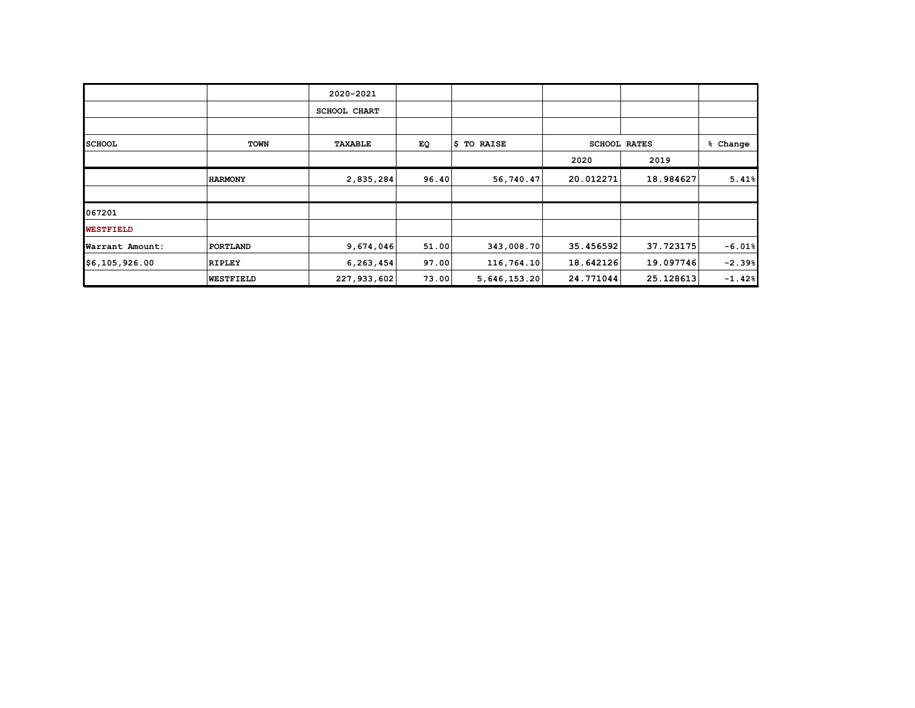| | | | | | | | |
|---|---|---|---|---|---|---|---|
| | | 2020-2021 | | | | | |
| | | SCHOOL CHART | | | | | |
| | | | | | | | |
| SCHOOL | TOWN | TAXABLE | EQ | $ TO RAISE | SCHOOL RATES | | % Change |
| | | | | | 2020 | 2019 | |
| | HARMONY | 2,835,284 | 96.40 | 56,740.47 | 20.012271 | 18.984627 | 5.41% |
| | | | | | | | |
| 067201 | | | | | | | |
| WESTFIELD | | | | | | | |
| Warrant Amount: | PORTLAND | 9,674,046 | 51.00 | 343,008.70 | 35.456592 | 37.723175 | -6.01% |
| $6,105,926.00 | RIPLEY | 6,263,454 | 97.00 | 116,764.10 | 18.642126 | 19.097746 | -2.39% |
| | WESTFIELD | 227,933,602 | 73.00 | 5,646,153.20 | 24.771044 | 25.128613 | -1.42% |